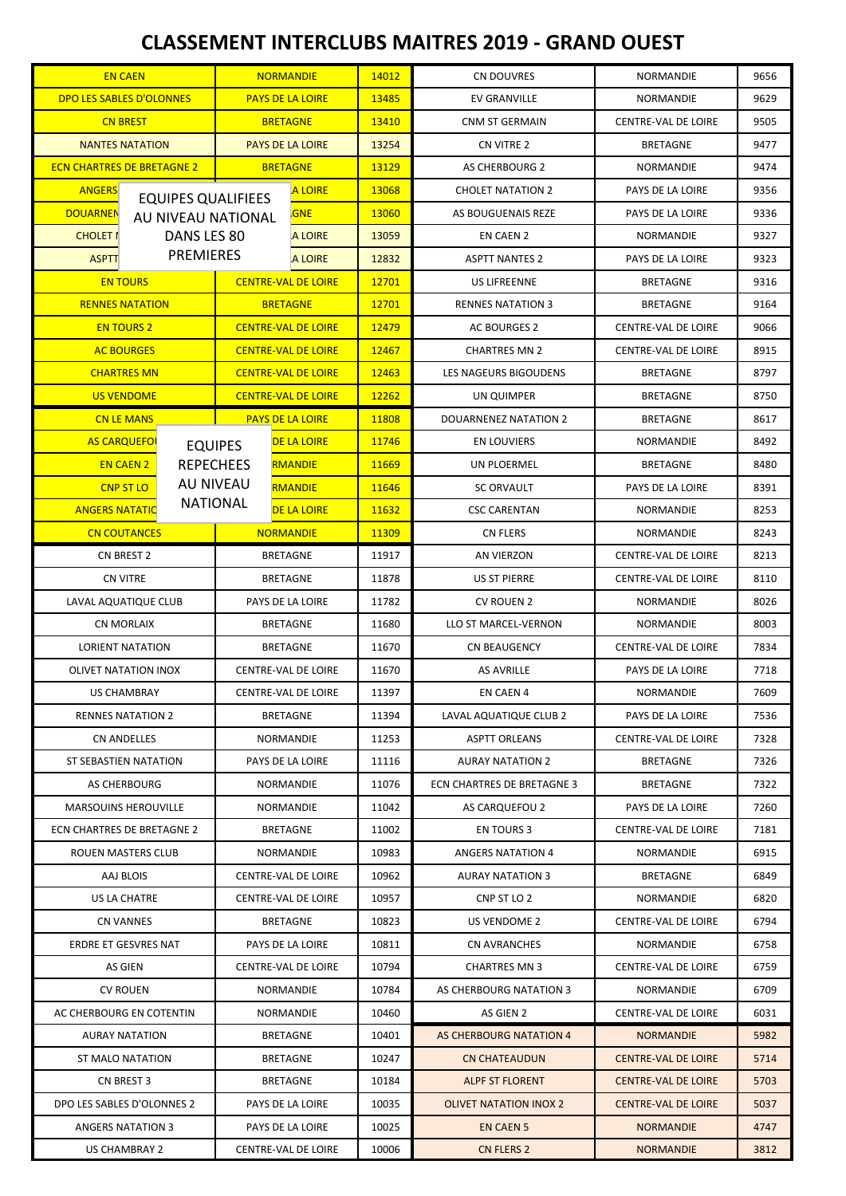# CLASSEMENT INTERCLUBS MAITRES 2019 - GRAND OUEST

EQUIPES QUALIFIEES AU NIVEAU NATIONAL DANS LES 80 PREMIERES

EQUIPES REPECHEES AU NIVEAU NATIONAL

| | | | | | |
|---|---|---|---|---|---|
| EN CAEN | NORMANDIE | 14012 | CN DOUVRES | NORMANDIE | 9656 |
| DPO LES SABLES D'OLONNES | PAYS DE LA LOIRE | 13485 | EV GRANVILLE | NORMANDIE | 9629 |
| CN BREST | BRETAGNE | 13410 | CNM ST GERMAIN | CENTRE-VAL DE LOIRE | 9505 |
| NANTES NATATION | PAYS DE LA LOIRE | 13254 | CN VITRE 2 | BRETAGNE | 9477 |
| ECN CHARTRES DE BRETAGNE 2 | BRETAGNE | 13129 | AS CHERBOURG 2 | NORMANDIE | 9474 |
| ANGERS | A LOIRE | 13068 | CHOLET NATATION 2 | PAYS DE LA LOIRE | 9356 |
| DOUARNEN | GNE | 13060 | AS BOUGUENAIS REZE | PAYS DE LA LOIRE | 9336 |
| CHOLET N | A LOIRE | 13059 | EN CAEN 2 | NORMANDIE | 9327 |
| ASPTT | A LOIRE | 12832 | ASPTT NANTES 2 | PAYS DE LA LOIRE | 9323 |
| EN TOURS | CENTRE-VAL DE LOIRE | 12701 | US LIFREENNE | BRETAGNE | 9316 |
| RENNES NATATION | BRETAGNE | 12701 | RENNES NATATION 3 | BRETAGNE | 9164 |
| EN TOURS 2 | CENTRE-VAL DE LOIRE | 12479 | AC BOURGES 2 | CENTRE-VAL DE LOIRE | 9066 |
| AC BOURGES | CENTRE-VAL DE LOIRE | 12467 | CHARTRES MN 2 | CENTRE-VAL DE LOIRE | 8915 |
| CHARTRES MN | CENTRE-VAL DE LOIRE | 12463 | LES NAGEURS BIGOUDENS | BRETAGNE | 8797 |
| US VENDOME | CENTRE-VAL DE LOIRE | 12262 | UN QUIMPER | BRETAGNE | 8750 |
| CN LE MANS | PAYS DE LA LOIRE | 11808 | DOUARNENEZ NATATION 2 | BRETAGNE | 8617 |
| AS CARQUEFO | DE LA LOIRE | 11746 | EN LOUVIERS | NORMANDIE | 8492 |
| EN CAEN 2 | RMANDIE | 11669 | UN PLOERMEL | BRETAGNE | 8480 |
| CNP ST LO | RMANDIE | 11646 | SC ORVAULT | PAYS DE LA LOIRE | 8391 |
| ANGERS NATATIC | DE LA LOIRE | 11632 | CSC CARENTAN | NORMANDIE | 8253 |
| CN COUTANCES | NORMANDIE | 11309 | CN FLERS | NORMANDIE | 8243 |
| CN BREST 2 | BRETAGNE | 11917 | AN VIERZON | CENTRE-VAL DE LOIRE | 8213 |
| CN VITRE | BRETAGNE | 11878 | US ST PIERRE | CENTRE-VAL DE LOIRE | 8110 |
| LAVAL AQUATIQUE CLUB | PAYS DE LA LOIRE | 11782 | CV ROUEN 2 | NORMANDIE | 8026 |
| CN MORLAIX | BRETAGNE | 11680 | LLO ST MARCEL-VERNON | NORMANDIE | 8003 |
| LORIENT NATATION | BRETAGNE | 11670 | CN BEAUGENCY | CENTRE-VAL DE LOIRE | 7834 |
| OLIVET NATATION INOX | CENTRE-VAL DE LOIRE | 11670 | AS AVRILLE | PAYS DE LA LOIRE | 7718 |
| US CHAMBRAY | CENTRE-VAL DE LOIRE | 11397 | EN CAEN 4 | NORMANDIE | 7609 |
| RENNES NATATION 2 | BRETAGNE | 11394 | LAVAL AQUATIQUE CLUB 2 | PAYS DE LA LOIRE | 7536 |
| CN ANDELLES | NORMANDIE | 11253 | ASPTT ORLEANS | CENTRE-VAL DE LOIRE | 7328 |
| ST SEBASTIEN NATATION | PAYS DE LA LOIRE | 11116 | AURAY NATATION 2 | BRETAGNE | 7326 |
| AS CHERBOURG | NORMANDIE | 11076 | ECN CHARTRES DE BRETAGNE 3 | BRETAGNE | 7322 |
| MARSOUINS HEROUVILLE | NORMANDIE | 11042 | AS CARQUEFOU 2 | PAYS DE LA LOIRE | 7260 |
| ECN CHARTRES DE BRETAGNE 2 | BRETAGNE | 11002 | EN TOURS 3 | CENTRE-VAL DE LOIRE | 7181 |
| ROUEN MASTERS CLUB | NORMANDIE | 10983 | ANGERS NATATION 4 | NORMANDIE | 6915 |
| AAJ BLOIS | CENTRE-VAL DE LOIRE | 10962 | AURAY NATATION 3 | BRETAGNE | 6849 |
| US LA CHATRE | CENTRE-VAL DE LOIRE | 10957 | CNP ST LO 2 | NORMANDIE | 6820 |
| CN VANNES | BRETAGNE | 10823 | US VENDOME 2 | CENTRE-VAL DE LOIRE | 6794 |
| ERDRE ET GESVRES NAT | PAYS DE LA LOIRE | 10811 | CN AVRANCHES | NORMANDIE | 6758 |
| AS GIEN | CENTRE-VAL DE LOIRE | 10794 | CHARTRES MN 3 | CENTRE-VAL DE LOIRE | 6759 |
| CV ROUEN | NORMANDIE | 10784 | AS CHERBOURG NATATION 3 | NORMANDIE | 6709 |
| AC CHERBOURG EN COTENTIN | NORMANDIE | 10460 | AS GIEN 2 | CENTRE-VAL DE LOIRE | 6031 |
| AURAY NATATION | BRETAGNE | 10401 | AS CHERBOURG NATATION 4 | NORMANDIE | 5982 |
| ST MALO NATATION | BRETAGNE | 10247 | CN CHATEAUDUN | CENTRE-VAL DE LOIRE | 5714 |
| CN BREST 3 | BRETAGNE | 10184 | ALPF ST FLORENT | CENTRE-VAL DE LOIRE | 5703 |
| DPO LES SABLES D'OLONNES 2 | PAYS DE LA LOIRE | 10035 | OLIVET NATATION INOX 2 | CENTRE-VAL DE LOIRE | 5037 |
| ANGERS NATATION 3 | PAYS DE LA LOIRE | 10025 | EN CAEN 5 | NORMANDIE | 4747 |
| US CHAMBRAY 2 | CENTRE-VAL DE LOIRE | 10006 | CN FLERS 2 | NORMANDIE | 3812 |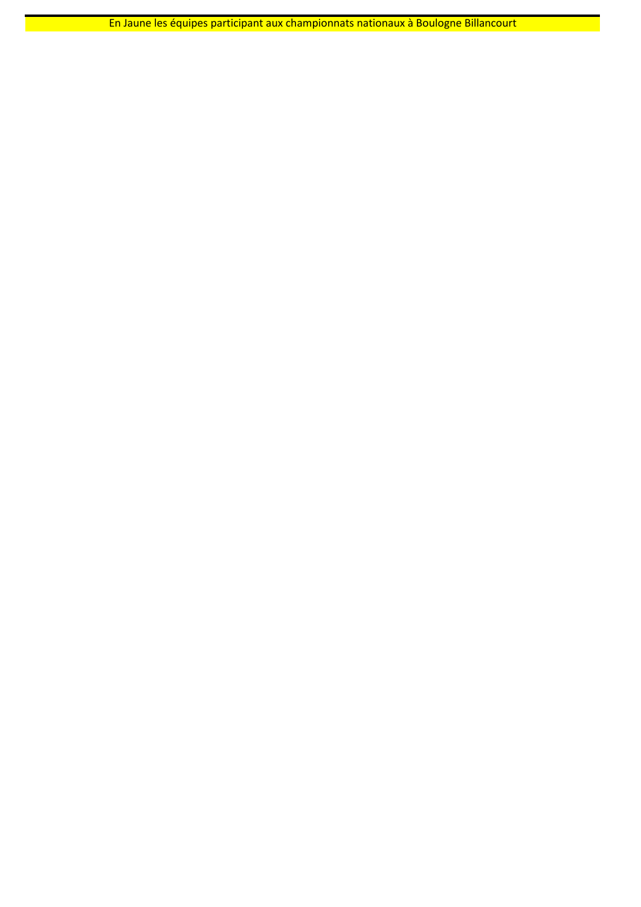En Jaune les équipes participant aux championnats nationaux à Boulogne Billancourt